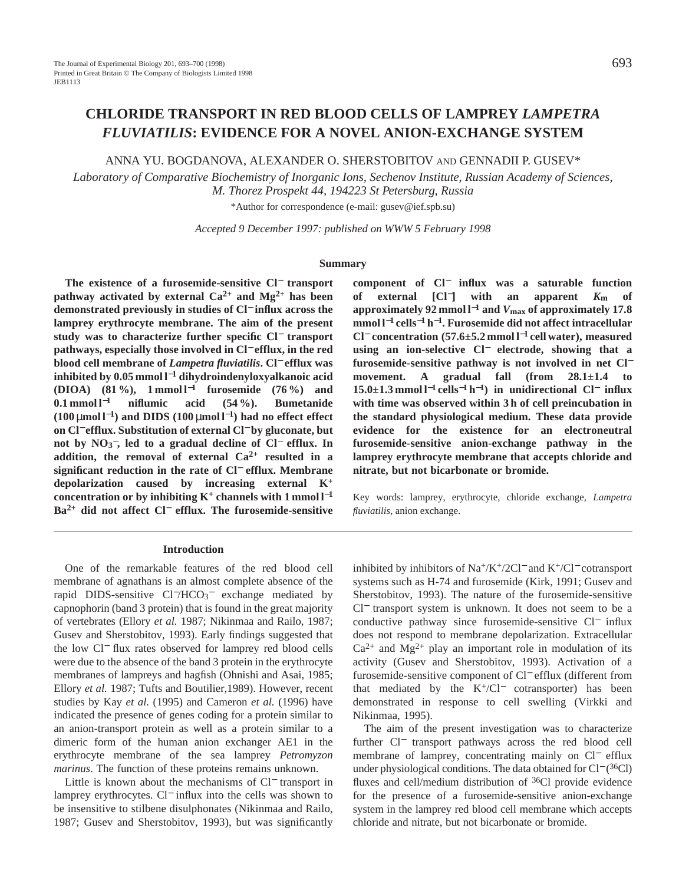# CHLORIDE TRANSPORT IN RED BLOOD CELLS OF LAMPREY *LAMPETRA FLUVIATILIS*: EVIDENCE FOR A NOVEL ANION-EXCHANGE SYSTEM

ANNA YU. BOGDANOVA, ALEXANDER O. SHERSTOBITOV AND GENNADII P. GUSEV*

*Laboratory of Comparative Biochemistry of Inorganic Ions, Sechenov Institute, Russian Academy of Sciences, M. Thorez Prospekt 44, 194223 St Petersburg, Russia*

*Author for correspondence (e-mail: gusev@ief.spb.su)

*Accepted 9 December 1997: published on WWW 5 February 1998*

## Summary

**The existence of a furosemide-sensitive $Cl^-$ transport pathway activated by external $Ca^{2+}$ and $Mg^{2+}$ has been demonstrated previously in studies of $Cl^-$ influx across the lamprey erythrocyte membrane. The aim of the present study was to characterize further specific $Cl^-$ transport pathways, especially those involved in $Cl^-$ efflux, in the red blood cell membrane of *Lampetra fluviatilis*. $Cl^-$ efflux was inhibited by 0.05 mmol l$^{-1}$ dihydroindenyloxyalkanoic acid (DIOA) (81 %), 1 mmol l$^{-1}$ furosemide (76 %) and 0.1 mmol l$^{-1}$ niflumic acid (54 %). Bumetanide (100 μmol l$^{-1}$) and DIDS (100 μmol l$^{-1}$) had no effect effect on $Cl^-$ efflux. Substitution of external $Cl^-$ by gluconate, but not by $NO_3^-$, led to a gradual decline of $Cl^-$ efflux. In addition, the removal of external $Ca^{2+}$ resulted in a significant reduction in the rate of $Cl^-$ efflux. Membrane depolarization caused by increasing external $K^+$ concentration or by inhibiting $K^+$ channels with 1 mmol l$^{-1}$ $Ba^{2+}$ did not affect $Cl^-$ efflux. The furosemide-sensitive component of $Cl^-$ influx was a saturable function of external [$Cl^-$] with an apparent $K_m$ of approximately 92 mmol l$^{-1}$ and $V_{max}$ of approximately 17.8 mmol l$^{-1}$ cells$^{-1}$ h$^{-1}$. Furosemide did not affect intracellular $Cl^-$ concentration (57.6±5.2 mmol l$^{-1}$ cell water), measured using an ion-selective $Cl^-$ electrode, showing that a furosemide-sensitive pathway is not involved in net $Cl^-$ movement. A gradual fall (from 28.1±1.4 to 15.0±1.3 mmol l$^{-1}$ cells$^{-1}$ h$^{-1}$) in unidirectional $Cl^-$ influx with time was observed within 3 h of cell preincubation in the standard physiological medium. These data provide evidence for the existence for an electroneutral furosemide-sensitive anion-exchange pathway in the lamprey erythrocyte membrane that accepts chloride and nitrate, but not bicarbonate or bromide.**

Key words: lamprey, erythrocyte, chloride exchange, *Lampetra fluviatilis*, anion exchange.

## Introduction

One of the remarkable features of the red blood cell membrane of agnathans is an almost complete absence of the rapid DIDS-sensitive $Cl^-/HCO_3^-$ exchange mediated by capnophorin (band 3 protein) that is found in the great majority of vertebrates (Ellory *et al.* 1987; Nikinmaa and Railo, 1987; Gusev and Sherstobitov, 1993). Early findings suggested that the low $Cl^-$ flux rates observed for lamprey red blood cells were due to the absence of the band 3 protein in the erythrocyte membranes of lampreys and hagfish (Ohnishi and Asai, 1985; Ellory *et al.* 1987; Tufts and Boutilier,1989). However, recent studies by Kay *et al.* (1995) and Cameron *et al.* (1996) have indicated the presence of genes coding for a protein similar to an anion-transport protein as well as a protein similar to a dimeric form of the human anion exchanger AE1 in the erythrocyte membrane of the sea lamprey *Petromyzon marinus*. The function of these proteins remains unknown.

Little is known about the mechanisms of $Cl^-$ transport in lamprey erythrocytes. $Cl^-$ influx into the cells was shown to be insensitive to stilbene disulphonates (Nikinmaa and Railo, 1987; Gusev and Sherstobitov, 1993), but was significantly inhibited by inhibitors of $Na^+/K^+/2Cl^-$ and $K^+/Cl^-$ cotransport systems such as H-74 and furosemide (Kirk, 1991; Gusev and Sherstobitov, 1993). The nature of the furosemide-sensitive $Cl^-$ transport system is unknown. It does not seem to be a conductive pathway since furosemide-sensitive $Cl^-$ influx does not respond to membrane depolarization. Extracellular $Ca^{2+}$ and $Mg^{2+}$ play an important role in modulation of its activity (Gusev and Sherstobitov, 1993). Activation of a furosemide-sensitive component of $Cl^-$ efflux (different from that mediated by the $K^+/Cl^-$ cotransporter) has been demonstrated in response to cell swelling (Virkki and Nikinmaa, 1995).

The aim of the present investigation was to characterize further $Cl^-$ transport pathways across the red blood cell membrane of lamprey, concentrating mainly on $Cl^-$ efflux under physiological conditions. The data obtained for $Cl^-$($^{36}$Cl) fluxes and cell/medium distribution of $^{36}$Cl provide evidence for the presence of a furosemide-sensitive anion-exchange system in the lamprey red blood cell membrane which accepts chloride and nitrate, but not bicarbonate or bromide.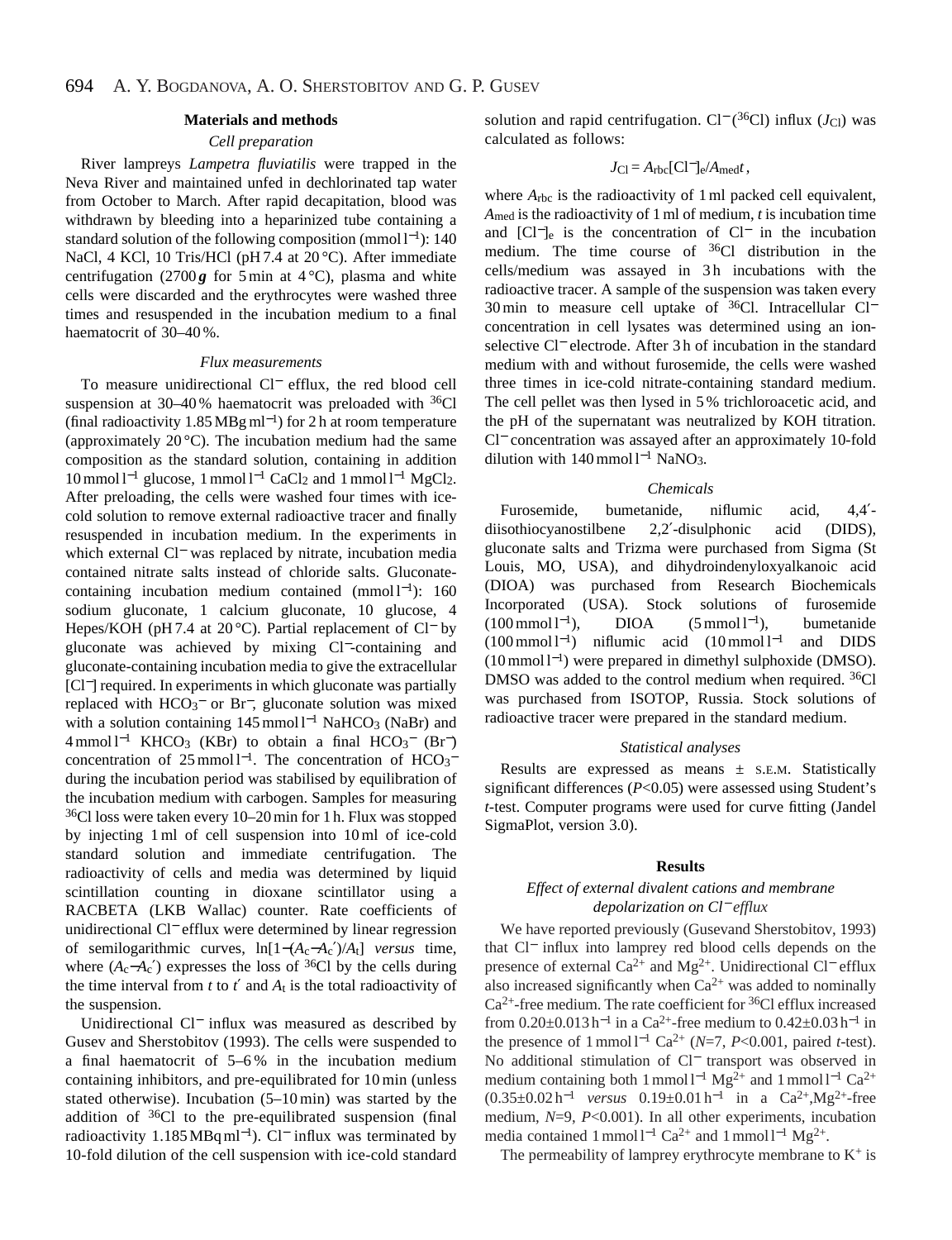## Materials and methods

### Cell preparation

River lampreys *Lampetra fluviatilis* were trapped in the Neva River and maintained unfed in dechlorinated tap water from October to March. After rapid decapitation, blood was withdrawn by bleeding into a heparinized tube containing a standard solution of the following composition (mmol $l^{-1}$): 140 NaCl, 4 KCl, 10 Tris/HCl (pH 7.4 at 20 °C). After immediate centrifugation (2700 $g$ for 5 min at 4 °C), plasma and white cells were discarded and the erythrocytes were washed three times and resuspended in the incubation medium to a final haematocrit of 30–40 %.

### Flux measurements

To measure unidirectional $Cl^-$ efflux, the red blood cell suspension at 30–40 % haematocrit was preloaded with $^{36}Cl$ (final radioactivity 1.85 MBg $ml^{-1}$) for 2 h at room temperature (approximately 20 °C). The incubation medium had the same composition as the standard solution, containing in addition 10 mmol $l^{-1}$ glucose, 1 mmol $l^{-1}$ $CaCl_2$ and 1 mmol $l^{-1}$ $MgCl_2$. After preloading, the cells were washed four times with ice-cold solution to remove external radioactive tracer and finally resuspended in incubation medium. In the experiments in which external $Cl^-$ was replaced by nitrate, incubation media contained nitrate salts instead of chloride salts. Gluconate-containing incubation medium contained (mmol $l^{-1}$): 160 sodium gluconate, 1 calcium gluconate, 10 glucose, 4 Hepes/KOH (pH 7.4 at 20 °C). Partial replacement of $Cl^-$ by gluconate was achieved by mixing $Cl^-$-containing and gluconate-containing incubation media to give the extracellular $[Cl^-]$ required. In experiments in which gluconate was partially replaced with $HCO_3^-$ or $Br^-$, gluconate solution was mixed with a solution containing 145 mmol $l^{-1}$ $NaHCO_3$ (NaBr) and 4 mmol $l^{-1}$ $KHCO_3$ (KBr) to obtain a final $HCO_3^-$ ($Br^-$) concentration of 25 mmol $l^{-1}$. The concentration of $HCO_3^-$ during the incubation period was stabilised by equilibration of the incubation medium with carbogen. Samples for measuring $^{36}Cl$ loss were taken every 10–20 min for 1 h. Flux was stopped by injecting 1 ml of cell suspension into 10 ml of ice-cold standard solution and immediate centrifugation. The radioactivity of cells and media was determined by liquid scintillation counting in dioxane scintillator using a RACBETA (LKB Wallac) counter. Rate coefficients of unidirectional $Cl^-$ efflux were determined by linear regression of semilogarithmic curves, $\ln[1-(A_c-A_c')/A_t]$ *versus* time, where $(A_c-A_c')$ expresses the loss of $^{36}Cl$ by the cells during the time interval from $t$ to $t'$ and $A_t$ is the total radioactivity of the suspension.

Unidirectional $Cl^-$ influx was measured as described by Gusev and Sherstobitov (1993). The cells were suspended to a final haematocrit of 5–6 % in the incubation medium containing inhibitors, and pre-equilibrated for 10 min (unless stated otherwise). Incubation (5–10 min) was started by the addition of $^{36}Cl$ to the pre-equilibrated suspension (final radioactivity 1.185 MBq $ml^{-1}$). $Cl^-$ influx was terminated by 10-fold dilution of the cell suspension with ice-cold standard solution and rapid centrifugation. $Cl^-$ ($^{36}Cl$) influx ($J_{Cl}$) was calculated as follows:

$$J_{Cl} = A_{rbc}[Cl^-]_e/A_{med}t\,,$$

where $A_{rbc}$ is the radioactivity of 1 ml packed cell equivalent, $A_{med}$ is the radioactivity of 1 ml of medium, $t$ is incubation time and $[Cl^-]_e$ is the concentration of $Cl^-$ in the incubation medium. The time course of $^{36}Cl$ distribution in the cells/medium was assayed in 3 h incubations with the radioactive tracer. A sample of the suspension was taken every 30 min to measure cell uptake of $^{36}Cl$. Intracellular $Cl^-$ concentration in cell lysates was determined using an ion-selective $Cl^-$ electrode. After 3 h of incubation in the standard medium with and without furosemide, the cells were washed three times in ice-cold nitrate-containing standard medium. The cell pellet was then lysed in 5 % trichloroacetic acid, and the pH of the supernatant was neutralized by KOH titration. $Cl^-$ concentration was assayed after an approximately 10-fold dilution with 140 mmol $l^{-1}$ $NaNO_3$.

### Chemicals

Furosemide, bumetanide, niflumic acid, 4,4′-diisothiocyanostilbene 2,2′-disulphonic acid (DIDS), gluconate salts and Trizma were purchased from Sigma (St Louis, MO, USA), and dihydroindenyloxyalkanoic acid (DIOA) was purchased from Research Biochemicals Incorporated (USA). Stock solutions of furosemide (100 mmol $l^{-1}$), DIOA (5 mmol $l^{-1}$), bumetanide (100 mmol $l^{-1}$) niflumic acid (10 mmol $l^{-1}$ and DIDS (10 mmol $l^{-1}$) were prepared in dimethyl sulphoxide (DMSO). DMSO was added to the control medium when required. $^{36}Cl$ was purchased from ISOTOP, Russia. Stock solutions of radioactive tracer were prepared in the standard medium.

### Statistical analyses

Results are expressed as means ± S.E.M. Statistically significant differences ($P<0.05$) were assessed using Student's $t$-test. Computer programs were used for curve fitting (Jandel SigmaPlot, version 3.0).

## Results

### Effect of external divalent cations and membrane depolarization on $Cl^-$ efflux

We have reported previously (Gusevand Sherstobitov, 1993) that $Cl^-$ influx into lamprey red blood cells depends on the presence of external $Ca^{2+}$ and $Mg^{2+}$. Unidirectional $Cl^-$ efflux also increased significantly when $Ca^{2+}$ was added to nominally $Ca^{2+}$-free medium. The rate coefficient for $^{36}Cl$ efflux increased from 0.20±0.013 $h^{-1}$ in a $Ca^{2+}$-free medium to 0.42±0.03 $h^{-1}$ in the presence of 1 mmol $l^{-1}$ $Ca^{2+}$ ($N$=7, $P<0.001$, paired $t$-test). No additional stimulation of $Cl^-$ transport was observed in medium containing both 1 mmol $l^{-1}$ $Mg^{2+}$ and 1 mmol $l^{-1}$ $Ca^{2+}$ (0.35±0.02 $h^{-1}$ *versus* 0.19±0.01 $h^{-1}$ in a $Ca^{2+}$,$Mg^{2+}$-free medium, $N$=9, $P<0.001$). In all other experiments, incubation media contained 1 mmol $l^{-1}$ $Ca^{2+}$ and 1 mmol $l^{-1}$ $Mg^{2+}$.

The permeability of lamprey erythrocyte membrane to $K^+$ is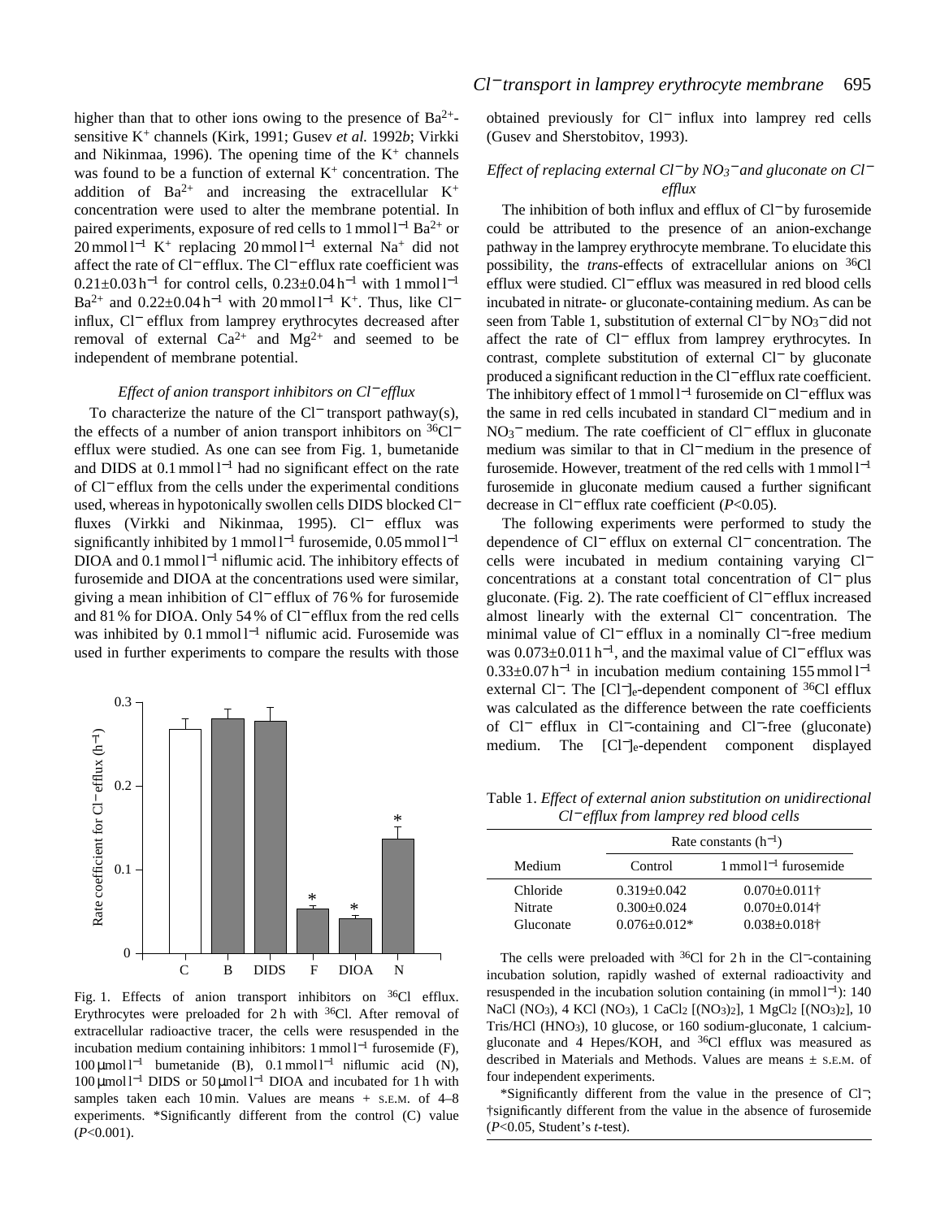higher than that to other ions owing to the presence of $Ba^{2+}$-sensitive $K^+$ channels (Kirk, 1991; Gusev *et al.* 1992*b*; Virkki and Nikinmaa, 1996). The opening time of the $K^+$ channels was found to be a function of external $K^+$ concentration. The addition of $Ba^{2+}$ and increasing the extracellular $K^+$ concentration were used to alter the membrane potential. In paired experiments, exposure of red cells to 1 mmol l$^{-1}$ $Ba^{2+}$ or 20 mmol l$^{-1}$ $K^+$ replacing 20 mmol l$^{-1}$ external $Na^+$ did not affect the rate of $Cl^-$ efflux. The $Cl^-$ efflux rate coefficient was 0.21±0.03 h$^{-1}$ for control cells, 0.23±0.04 h$^{-1}$ with 1 mmol l$^{-1}$ $Ba^{2+}$ and 0.22±0.04 h$^{-1}$ with 20 mmol l$^{-1}$ $K^+$. Thus, like $Cl^-$ influx, $Cl^-$ efflux from lamprey erythrocytes decreased after removal of external $Ca^{2+}$ and $Mg^{2+}$ and seemed to be independent of membrane potential.

### *Effect of anion transport inhibitors on $Cl^-$ efflux*

To characterize the nature of the $Cl^-$ transport pathway(s), the effects of a number of anion transport inhibitors on $^{36}Cl^-$ efflux were studied. As one can see from Fig. 1, bumetanide and DIDS at 0.1 mmol l$^{-1}$ had no significant effect on the rate of $Cl^-$ efflux from the cells under the experimental conditions used, whereas in hypotonically swollen cells DIDS blocked $Cl^-$ fluxes (Virkki and Nikinmaa, 1995). $Cl^-$ efflux was significantly inhibited by 1 mmol l$^{-1}$ furosemide, 0.05 mmol l$^{-1}$ DIOA and 0.1 mmol l$^{-1}$ niflumic acid. The inhibitory effects of furosemide and DIOA at the concentrations used were similar, giving a mean inhibition of $Cl^-$ efflux of 76 % for furosemide and 81 % for DIOA. Only 54 % of $Cl^-$ efflux from the red cells was inhibited by 0.1 mmol l$^{-1}$ niflumic acid. Furosemide was used in further experiments to compare the results with those obtained previously for $Cl^-$ influx into lamprey red cells (Gusev and Sherstobitov, 1993).

Fig. 1. Effects of anion transport inhibitors on $^{36}Cl$ efflux. Erythrocytes were preloaded for 2 h with $^{36}Cl$. After removal of extracellular radioactive tracer, the cells were resuspended in the incubation medium containing inhibitors: 1 mmol l$^{-1}$ furosemide (F), 100 μmol l$^{-1}$ bumetanide (B), 0.1 mmol l$^{-1}$ niflumic acid (N), 100 μmol l$^{-1}$ DIDS or 50 μmol l$^{-1}$ DIOA and incubated for 1 h with samples taken each 10 min. Values are means + S.E.M. of 4–8 experiments. *Significantly different from the control (C) value ($P$<0.001).

### *Effect of replacing external $Cl^-$ by $NO_3^-$ and gluconate on $Cl^-$ efflux*

The inhibition of both influx and efflux of $Cl^-$ by furosemide could be attributed to the presence of an anion-exchange pathway in the lamprey erythrocyte membrane. To elucidate this possibility, the *trans*-effects of extracellular anions on $^{36}Cl$ efflux were studied. $Cl^-$ efflux was measured in red blood cells incubated in nitrate- or gluconate-containing medium. As can be seen from Table 1, substitution of external $Cl^-$ by $NO_3^-$ did not affect the rate of $Cl^-$ efflux from lamprey erythrocytes. In contrast, complete substitution of external $Cl^-$ by gluconate produced a significant reduction in the $Cl^-$ efflux rate coefficient. The inhibitory effect of 1 mmol l$^{-1}$ furosemide on $Cl^-$ efflux was the same in red cells incubated in standard $Cl^-$ medium and in $NO_3^-$ medium. The rate coefficient of $Cl^-$ efflux in gluconate medium was similar to that in $Cl^-$ medium in the presence of furosemide. However, treatment of the red cells with 1 mmol l$^{-1}$ furosemide in gluconate medium caused a further significant decrease in $Cl^-$ efflux rate coefficient ($P$<0.05).

The following experiments were performed to study the dependence of $Cl^-$ efflux on external $Cl^-$ concentration. The cells were incubated in medium containing varying $Cl^-$ concentrations at a constant total concentration of $Cl^-$ plus gluconate. (Fig. 2). The rate coefficient of $Cl^-$ efflux increased almost linearly with the external $Cl^-$ concentration. The minimal value of $Cl^-$ efflux in a nominally $Cl^-$-free medium was 0.073±0.011 h$^{-1}$, and the maximal value of $Cl^-$ efflux was 0.33±0.07 h$^{-1}$ in incubation medium containing 155 mmol l$^{-1}$ external $Cl^-$. The $[Cl^-]_e$-dependent component of $^{36}Cl$ efflux was calculated as the difference between the rate coefficients of $Cl^-$ efflux in $Cl^-$-containing and $Cl^-$-free (gluconate) medium. The $[Cl^-]_e$-dependent component displayed

Table 1. *Effect of external anion substitution on unidirectional $Cl^-$ efflux from lamprey red blood cells*

| | Rate constants (h$^{-1}$) | |
|---|---|---|
| Medium | Control | 1 mmol l$^{-1}$ furosemide |
| Chloride | 0.319±0.042 | 0.070±0.011† |
| Nitrate | 0.300±0.024 | 0.070±0.014† |
| Gluconate | 0.076±0.012* | 0.038±0.018† |

The cells were preloaded with $^{36}Cl$ for 2 h in the $Cl^-$-containing incubation solution, rapidly washed of external radioactivity and resuspended in the incubation solution containing (in mmol l$^{-1}$): 140 NaCl ($NO_3$), 4 KCl ($NO_3$), 1 $CaCl_2$ [$(NO_3)_2$], 1 $MgCl_2$ [$(NO_3)_2$], 10 Tris/HCl ($HNO_3$), 10 glucose, or 160 sodium-gluconate, 1 calcium-gluconate and 4 Hepes/KOH, and $^{36}Cl$ efflux was measured as described in Materials and Methods. Values are means ± S.E.M. of four independent experiments.

*Significantly different from the value in the presence of $Cl^-$; †significantly different from the value in the absence of furosemide ($P$<0.05, Student's *t*-test).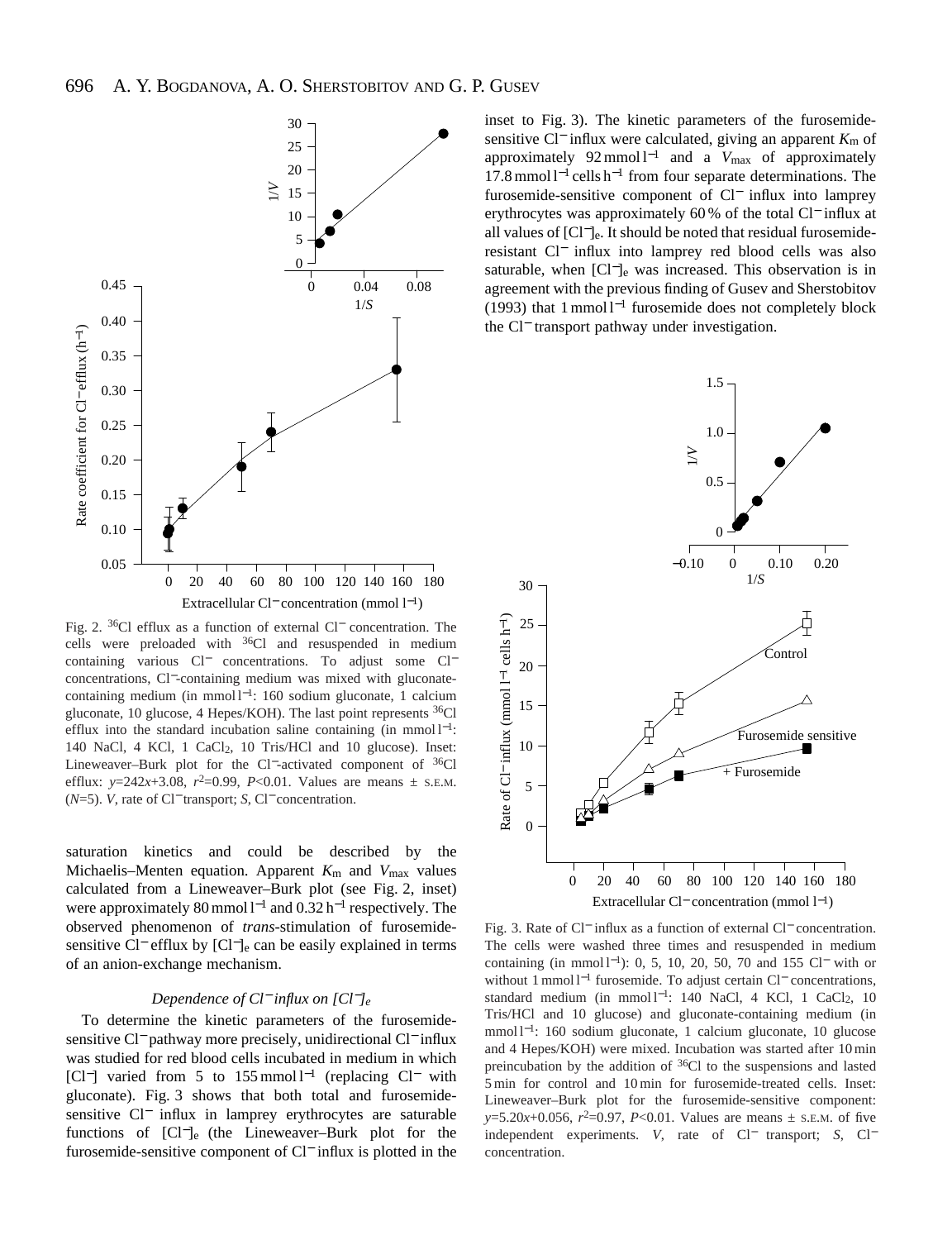Fig. 2. $^{36}$Cl efflux as a function of external $Cl^-$ concentration. The cells were preloaded with $^{36}$Cl and resuspended in medium containing various $Cl^-$ concentrations. To adjust some $Cl^-$ concentrations, $Cl^-$-containing medium was mixed with gluconate-containing medium (in mmol $l^{-1}$: 160 sodium gluconate, 1 calcium gluconate, 10 glucose, 4 Hepes/KOH). The last point represents $^{36}$Cl efflux into the standard incubation saline containing (in mmol $l^{-1}$: 140 NaCl, 4 KCl, 1 $CaCl_2$, 10 Tris/HCl and 10 glucose). Inset: Lineweaver–Burk plot for the $Cl^-$-activated component of $^{36}$Cl efflux: $y=242x+3.08$, $r^2=0.99$, $P<0.01$. Values are means ± S.E.M. ($N=5$). $V$, rate of $Cl^-$ transport; $S$, $Cl^-$ concentration.

saturation kinetics and could be described by the Michaelis–Menten equation. Apparent $K_m$ and $V_{max}$ values calculated from a Lineweaver–Burk plot (see Fig. 2, inset) were approximately 80 mmol $l^{-1}$ and 0.32 $h^{-1}$ respectively. The observed phenomenon of *trans*-stimulation of furosemide-sensitive $Cl^-$ efflux by $[Cl^-]_e$ can be easily explained in terms of an anion-exchange mechanism.

### *Dependence of $Cl^-$ influx on $[Cl^-]_e$*

To determine the kinetic parameters of the furosemide-sensitive $Cl^-$ pathway more precisely, unidirectional $Cl^-$ influx was studied for red blood cells incubated in medium in which $[Cl^-]$ varied from 5 to 155 mmol $l^{-1}$ (replacing $Cl^-$ with gluconate). Fig. 3 shows that both total and furosemide-sensitive $Cl^-$ influx in lamprey erythrocytes are saturable functions of $[Cl^-]_e$ (the Lineweaver–Burk plot for the furosemide-sensitive component of $Cl^-$ influx is plotted in the inset to Fig. 3). The kinetic parameters of the furosemide-sensitive $Cl^-$ influx were calculated, giving an apparent $K_m$ of approximately 92 mmol $l^{-1}$ and a $V_{max}$ of approximately 17.8 mmol $l^{-1}$ cells $h^{-1}$ from four separate determinations. The furosemide-sensitive component of $Cl^-$ influx into lamprey erythrocytes was approximately 60 % of the total $Cl^-$ influx at all values of $[Cl^-]_e$. It should be noted that residual furosemide-resistant $Cl^-$ influx into lamprey red blood cells was also saturable, when $[Cl^-]_e$ was increased. This observation is in agreement with the previous finding of Gusev and Sherstobitov (1993) that 1 mmol $l^{-1}$ furosemide does not completely block the $Cl^-$ transport pathway under investigation.

Fig. 3. Rate of $Cl^-$ influx as a function of external $Cl^-$ concentration. The cells were washed three times and resuspended in medium containing (in mmol $l^{-1}$): 0, 5, 10, 20, 50, 70 and 155 $Cl^-$ with or without 1 mmol $l^{-1}$ furosemide. To adjust certain $Cl^-$ concentrations, standard medium (in mmol $l^{-1}$: 140 NaCl, 4 KCl, 1 $CaCl_2$, 10 Tris/HCl and 10 glucose) and gluconate-containing medium (in mmol $l^{-1}$: 160 sodium gluconate, 1 calcium gluconate, 10 glucose and 4 Hepes/KOH) were mixed. Incubation was started after 10 min preincubation by the addition of $^{36}$Cl to the suspensions and lasted 5 min for control and 10 min for furosemide-treated cells. Inset: Lineweaver–Burk plot for the furosemide-sensitive component: $y=5.20x+0.056$, $r^2=0.97$, $P<0.01$. Values are means ± S.E.M. of five independent experiments. $V$, rate of $Cl^-$ transport; $S$, $Cl^-$ concentration.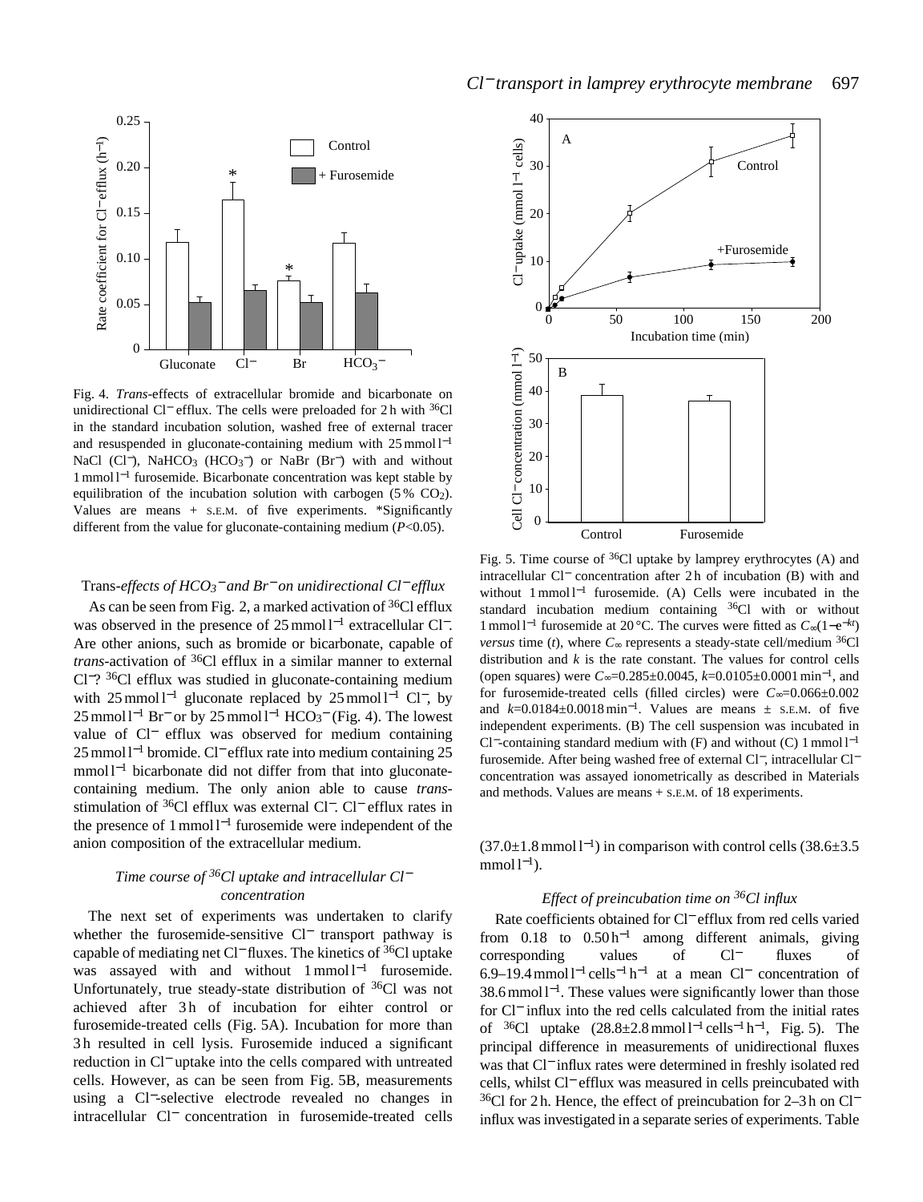Fig. 4. *Trans*-effects of extracellular bromide and bicarbonate on unidirectional $Cl^-$ efflux. The cells were preloaded for 2 h with $^{36}Cl$ in the standard incubation solution, washed free of external tracer and resuspended in gluconate-containing medium with 25 mmol l$^{-1}$ NaCl ($Cl^-$), $NaHCO_3$ ($HCO_3^-$) or NaBr ($Br^-$) with and without 1 mmol l$^{-1}$ furosemide. Bicarbonate concentration was kept stable by equilibration of the incubation solution with carbogen (5 % $CO_2$). Values are means + S.E.M. of five experiments. *Significantly different from the value for gluconate-containing medium ($P$<0.05).

### Trans-*effects of $HCO_3^-$ and $Br^-$ on unidirectional $Cl^-$ efflux*

As can be seen from Fig. 2, a marked activation of $^{36}Cl$ efflux was observed in the presence of 25 mmol l$^{-1}$ extracellular $Cl^-$. Are other anions, such as bromide or bicarbonate, capable of *trans*-activation of $^{36}Cl$ efflux in a similar manner to external $Cl^-$? $^{36}Cl$ efflux was studied in gluconate-containing medium with 25 mmol l$^{-1}$ gluconate replaced by 25 mmol l$^{-1}$ $Cl^-$, by 25 mmol l$^{-1}$ $Br^-$ or by 25 mmol l$^{-1}$ $HCO_3^-$ (Fig. 4). The lowest value of $Cl^-$ efflux was observed for medium containing 25 mmol l$^{-1}$ bromide. $Cl^-$ efflux rate into medium containing 25 mmol l$^{-1}$ bicarbonate did not differ from that into gluconate-containing medium. The only anion able to cause *trans*-stimulation of $^{36}Cl$ efflux was external $Cl^-$. $Cl^-$ efflux rates in the presence of 1 mmol l$^{-1}$ furosemide were independent of the anion composition of the extracellular medium.

### *Time course of $^{36}Cl$ uptake and intracellular $Cl^-$ concentration*

The next set of experiments was undertaken to clarify whether the furosemide-sensitive $Cl^-$ transport pathway is capable of mediating net $Cl^-$ fluxes. The kinetics of $^{36}Cl$ uptake was assayed with and without 1 mmol l$^{-1}$ furosemide. Unfortunately, true steady-state distribution of $^{36}Cl$ was not achieved after 3 h of incubation for eihter control or furosemide-treated cells (Fig. 5A). Incubation for more than 3 h resulted in cell lysis. Furosemide induced a significant reduction in $Cl^-$ uptake into the cells compared with untreated cells. However, as can be seen from Fig. 5B, measurements using a $Cl^-$-selective electrode revealed no changes in intracellular $Cl^-$ concentration in furosemide-treated cells (37.0±1.8 mmol l$^{-1}$) in comparison with control cells (38.6±3.5 mmol l$^{-1}$).

Fig. 5. Time course of $^{36}Cl$ uptake by lamprey erythrocytes (A) and intracellular $Cl^-$ concentration after 2 h of incubation (B) with and without 1 mmol l$^{-1}$ furosemide. (A) Cells were incubated in the standard incubation medium containing $^{36}Cl$ with or without 1 mmol l$^{-1}$ furosemide at 20 °C. The curves were fitted as $C_\infty(1-e^{-kt})$ *versus* time ($t$), where $C_\infty$ represents a steady-state cell/medium $^{36}Cl$ distribution and $k$ is the rate constant. The values for control cells (open squares) were $C_\infty$=0.285±0.0045, $k$=0.0105±0.0001 min$^{-1}$, and for furosemide-treated cells (filled circles) were $C_\infty$=0.066±0.002 and $k$=0.0184±0.0018 min$^{-1}$. Values are means ± S.E.M. of five independent experiments. (B) The cell suspension was incubated in $Cl^-$-containing standard medium with (F) and without (C) 1 mmol l$^{-1}$ furosemide. After being washed free of external $Cl^-$, intracellular $Cl^-$ concentration was assayed ionometrically as described in Materials and methods. Values are means + S.E.M. of 18 experiments.

### *Effect of preincubation time on $^{36}Cl$ influx*

Rate coefficients obtained for $Cl^-$ efflux from red cells varied from 0.18 to 0.50 h$^{-1}$ among different animals, giving corresponding values of $Cl^-$ fluxes of 6.9–19.4 mmol l$^{-1}$ cells$^{-1}$ h$^{-1}$ at a mean $Cl^-$ concentration of 38.6 mmol l$^{-1}$. These values were significantly lower than those for $Cl^-$ influx into the red cells calculated from the initial rates of $^{36}Cl$ uptake (28.8±2.8 mmol l$^{-1}$ cells$^{-1}$ h$^{-1}$, Fig. 5). The principal difference in measurements of unidirectional fluxes was that $Cl^-$ influx rates were determined in freshly isolated red cells, whilst $Cl^-$ efflux was measured in cells preincubated with $^{36}Cl$ for 2 h. Hence, the effect of preincubation for 2–3 h on $Cl^-$ influx was investigated in a separate series of experiments. Table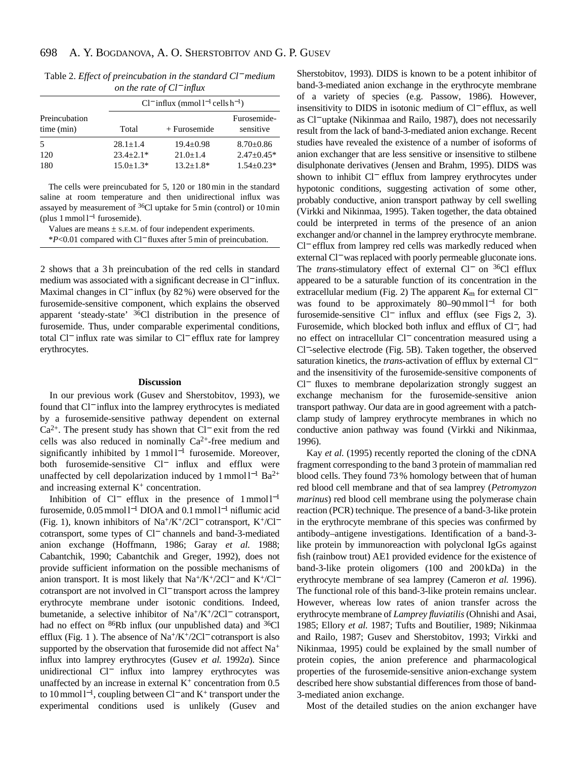Table 2. *Effect of preincubation in the standard $Cl^-$ medium on the rate of $Cl^-$ influx*

| Preincubation time (min) | $Cl^-$ influx (mmol $l^{-1}$ cells $h^{-1}$) | | |
|---|---|---|---|
| | Total | + Furosemide | Furosemide-sensitive |
| 5 | 28.1±1.4 | 19.4±0.98 | 8.70±0.86 |
| 120 | 23.4±2.1* | 21.0±1.4 | 2.47±0.45* |
| 180 | 15.0±1.3* | 13.2±1.8* | 1.54±0.23* |

The cells were preincubated for 5, 120 or 180 min in the standard saline at room temperature and then unidirectional influx was assayed by measurement of $^{36}Cl$ uptake for 5 min (control) or 10 min (plus 1 mmol $l^{-1}$ furosemide).

Values are means ± S.E.M. of four independent experiments.

*$P$<0.01 compared with $Cl^-$ fluxes after 5 min of preincubation.

2 shows that a 3 h preincubation of the red cells in standard medium was associated with a significant decrease in $Cl^-$ influx. Maximal changes in $Cl^-$ influx (by 82 %) were observed for the furosemide-sensitive component, which explains the observed apparent 'steady-state' $^{36}Cl$ distribution in the presence of furosemide. Thus, under comparable experimental conditions, total $Cl^-$ influx rate was similar to $Cl^-$ efflux rate for lamprey erythrocytes.

## Discussion

In our previous work (Gusev and Sherstobitov, 1993), we found that $Cl^-$ influx into the lamprey erythrocytes is mediated by a furosemide-sensitive pathway dependent on external $Ca^{2+}$. The present study has shown that $Cl^-$ exit from the red cells was also reduced in nominally $Ca^{2+}$-free medium and significantly inhibited by 1 mmol $l^{-1}$ furosemide. Moreover, both furosemide-sensitive $Cl^-$ influx and efflux were unaffected by cell depolarization induced by 1 mmol $l^{-1}$ $Ba^{2+}$ and increasing external $K^+$ concentration.

Inhibition of $Cl^-$ efflux in the presence of 1 mmol $l^{-1}$ furosemide, 0.05 mmol $l^{-1}$ DIOA and 0.1 mmol $l^{-1}$ niflumic acid (Fig. 1), known inhibitors of $Na^+/K^+/2Cl^-$ cotransport, $K^+/Cl^-$ cotransport, some types of $Cl^-$ channels and band-3-mediated anion exchange (Hoffmann, 1986; Garay *et al.* 1988; Cabantchik, 1990; Cabantchik and Greger, 1992), does not provide sufficient information on the possible mechanisms of anion transport. It is most likely that $Na^+/K^+/2Cl^-$ and $K^+/Cl^-$ cotransport are not involved in $Cl^-$ transport across the lamprey erythrocyte membrane under isotonic conditions. Indeed, bumetanide, a selective inhibitor of $Na^+/K^+/2Cl^-$ cotransport, had no effect on $^{86}Rb$ influx (our unpublished data) and $^{36}Cl$ efflux (Fig. 1 ). The absence of $Na^+/K^+/2Cl^-$ cotransport is also supported by the observation that furosemide did not affect $Na^+$ influx into lamprey erythrocytes (Gusev *et al.* 1992*a*). Since unidirectional $Cl^-$ influx into lamprey erythrocytes was unaffected by an increase in external $K^+$ concentration from 0.5 to 10 mmol $l^{-1}$, coupling between $Cl^-$ and $K^+$ transport under the experimental conditions used is unlikely (Gusev and Sherstobitov, 1993). DIDS is known to be a potent inhibitor of band-3-mediated anion exchange in the erythrocyte membrane of a variety of species (e.g. Passow, 1986). However, insensitivity to DIDS in isotonic medium of $Cl^-$ efflux, as well as $Cl^-$ uptake (Nikinmaa and Railo, 1987), does not necessarily result from the lack of band-3-mediated anion exchange. Recent studies have revealed the existence of a number of isoforms of anion exchanger that are less sensitive or insensitive to stilbene disulphonate derivatives (Jensen and Brahm, 1995). DIDS was shown to inhibit $Cl^-$ efflux from lamprey erythrocytes under hypotonic conditions, suggesting activation of some other, probably conductive, anion transport pathway by cell swelling (Virkki and Nikinmaa, 1995). Taken together, the data obtained could be interpreted in terms of the presence of an anion exchanger and/or channel in the lamprey erythrocyte membrane. $Cl^-$ efflux from lamprey red cells was markedly reduced when external $Cl^-$ was replaced with poorly permeable gluconate ions. The *trans*-stimulatory effect of external $Cl^-$ on $^{36}Cl$ efflux appeared to be a saturable function of its concentration in the extracellular medium (Fig. 2) The apparent $K_m$ for external $Cl^-$ was found to be approximately 80–90 mmol $l^{-1}$ for both furosemide-sensitive $Cl^-$ influx and efflux (see Figs 2, 3). Furosemide, which blocked both influx and efflux of $Cl^-$, had no effect on intracellular $Cl^-$ concentration measured using a $Cl^-$-selective electrode (Fig. 5B). Taken together, the observed saturation kinetics, the *trans*-activation of efflux by external $Cl^-$ and the insensitivity of the furosemide-sensitive components of $Cl^-$ fluxes to membrane depolarization strongly suggest an exchange mechanism for the furosemide-sensitive anion transport pathway. Our data are in good agreement with a patch-clamp study of lamprey erythrocyte membranes in which no conductive anion pathway was found (Virkki and Nikinmaa, 1996).

Kay *et al.* (1995) recently reported the cloning of the cDNA fragment corresponding to the band 3 protein of mammalian red blood cells. They found 73 % homology between that of human red blood cell membrane and that of sea lamprey (*Petromyzon marinus*) red blood cell membrane using the polymerase chain reaction (PCR) technique. The presence of a band-3-like protein in the erythrocyte membrane of this species was confirmed by antibody–antigene investigations. Identification of a band-3-like protein by immunoreaction with polyclonal IgGs against fish (rainbow trout) AE1 provided evidence for the existence of band-3-like protein oligomers (100 and 200 kDa) in the erythrocyte membrane of sea lamprey (Cameron *et al.* 1996). The functional role of this band-3-like protein remains unclear. However, whereas low rates of anion transfer across the erythrocyte membrane of *Lamprey fluviatilis* (Ohnishi and Asai, 1985; Ellory *et al.* 1987; Tufts and Boutilier, 1989; Nikinmaa and Railo, 1987; Gusev and Sherstobitov, 1993; Virkki and Nikinmaa, 1995) could be explained by the small number of protein copies, the anion preference and pharmacological properties of the furosemide-sensitive anion-exchange system described here show substantial differences from those of band-3-mediated anion exchange.

Most of the detailed studies on the anion exchanger have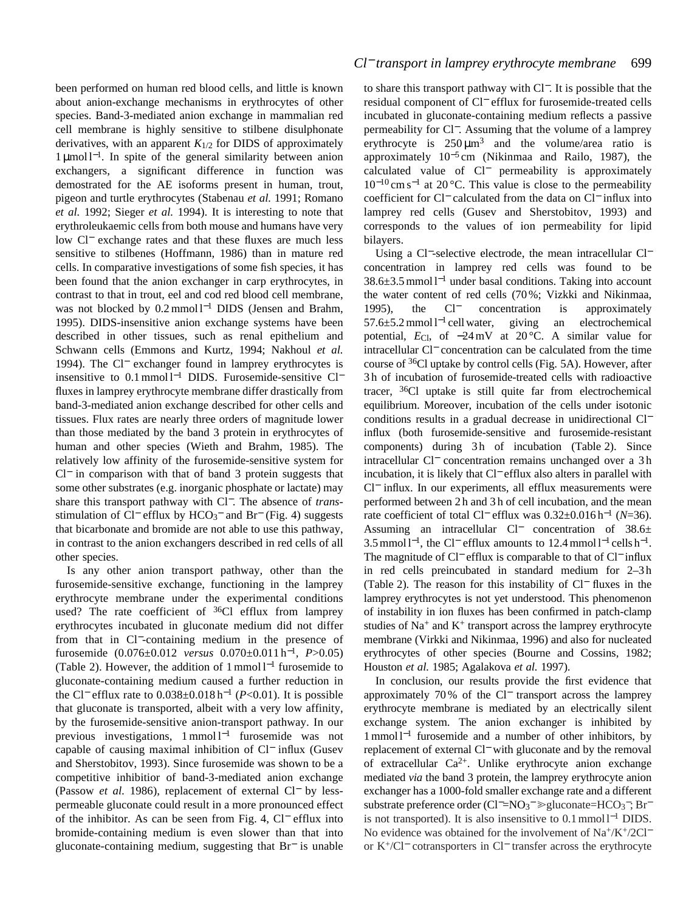been performed on human red blood cells, and little is known about anion-exchange mechanisms in erythrocytes of other species. Band-3-mediated anion exchange in mammalian red cell membrane is highly sensitive to stilbene disulphonate derivatives, with an apparent $K_{1/2}$ for DIDS of approximately 1 μmol l$^{-1}$. In spite of the general similarity between anion exchangers, a significant difference in function was demostrated for the AE isoforms present in human, trout, pigeon and turtle erythrocytes (Stabenau *et al.* 1991; Romano *et al.* 1992; Sieger *et al.* 1994). It is interesting to note that erythroleukaemic cells from both mouse and humans have very low $Cl^-$ exchange rates and that these fluxes are much less sensitive to stilbenes (Hoffmann, 1986) than in mature red cells. In comparative investigations of some fish species, it has been found that the anion exchanger in carp erythrocytes, in contrast to that in trout, eel and cod red blood cell membrane, was not blocked by 0.2 mmol l$^{-1}$ DIDS (Jensen and Brahm, 1995). DIDS-insensitive anion exchange systems have been described in other tissues, such as renal epithelium and Schwann cells (Emmons and Kurtz, 1994; Nakhoul *et al.* 1994). The $Cl^-$ exchanger found in lamprey erythrocytes is insensitive to 0.1 mmol l$^{-1}$ DIDS. Furosemide-sensitive $Cl^-$ fluxes in lamprey erythrocyte membrane differ drastically from band-3-mediated anion exchange described for other cells and tissues. Flux rates are nearly three orders of magnitude lower than those mediated by the band 3 protein in erythrocytes of human and other species (Wieth and Brahm, 1985). The relatively low affinity of the furosemide-sensitive system for $Cl^-$ in comparison with that of band 3 protein suggests that some other substrates (e.g. inorganic phosphate or lactate) may share this transport pathway with $Cl^-$. The absence of *trans*-stimulation of $Cl^-$ efflux by $HCO_3^-$ and $Br^-$ (Fig. 4) suggests that bicarbonate and bromide are not able to use this pathway, in contrast to the anion exchangers described in red cells of all other species.

Is any other anion transport pathway, other than the furosemide-sensitive exchange, functioning in the lamprey erythrocyte membrane under the experimental conditions used? The rate coefficient of $^{36}Cl$ efflux from lamprey erythrocytes incubated in gluconate medium did not differ from that in $Cl^-$-containing medium in the presence of furosemide (0.076±0.012 *versus* 0.070±0.011 h$^{-1}$, $P$>0.05) (Table 2). However, the addition of 1 mmol l$^{-1}$ furosemide to gluconate-containing medium caused a further reduction in the $Cl^-$ efflux rate to 0.038±0.018 h$^{-1}$ ($P$<0.01). It is possible that gluconate is transported, albeit with a very low affinity, by the furosemide-sensitive anion-transport pathway. In our previous investigations, 1 mmol l$^{-1}$ furosemide was not capable of causing maximal inhibition of $Cl^-$ influx (Gusev and Sherstobitov, 1993). Since furosemide was shown to be a competitive inhibitior of band-3-mediated anion exchange (Passow *et al.* 1986), replacement of external $Cl^-$ by less-permeable gluconate could result in a more pronounced effect of the inhibitor. As can be seen from Fig. 4, $Cl^-$ efflux into bromide-containing medium is even slower than that into gluconate-containing medium, suggesting that $Br^-$ is unable to share this transport pathway with $Cl^-$. It is possible that the residual component of $Cl^-$ efflux for furosemide-treated cells incubated in gluconate-containing medium reflects a passive permeability for $Cl^-$. Assuming that the volume of a lamprey erythrocyte is 250 μm$^3$ and the volume/area ratio is approximately $10^{-5}$ cm (Nikinmaa and Railo, 1987), the calculated value of $Cl^-$ permeability is approximately $10^{-10}$ cm s$^{-1}$ at 20 °C. This value is close to the permeability coefficient for $Cl^-$ calculated from the data on $Cl^-$ influx into lamprey red cells (Gusev and Sherstobitov, 1993) and corresponds to the values of ion permeability for lipid bilayers.

Using a $Cl^-$-selective electrode, the mean intracellular $Cl^-$ concentration in lamprey red cells was found to be 38.6±3.5 mmol l$^{-1}$ under basal conditions. Taking into account the water content of red cells (70 %; Vizkki and Nikinmaa, 1995), the $Cl^-$ concentration is approximately 57.6±5.2 mmol l$^{-1}$ cell water, giving an electrochemical potential, $E_{Cl}$, of −24 mV at 20 °C. A similar value for intracellular $Cl^-$ concentration can be calculated from the time course of $^{36}Cl$ uptake by control cells (Fig. 5A). However, after 3 h of incubation of furosemide-treated cells with radioactive tracer, $^{36}Cl$ uptake is still quite far from electrochemical equilibrium. Moreover, incubation of the cells under isotonic conditions results in a gradual decrease in unidirectional $Cl^-$ influx (both furosemide-sensitive and furosemide-resistant components) during 3 h of incubation (Table 2). Since intracellular $Cl^-$ concentration remains unchanged over a 3 h incubation, it is likely that $Cl^-$ efflux also alters in parallel with $Cl^-$ influx. In our experiments, all efflux measurements were performed between 2 h and 3 h of cell incubation, and the mean rate coefficient of total $Cl^-$ efflux was 0.32±0.016 h$^{-1}$ ($N$=36). Assuming an intracellular $Cl^-$ concentration of 38.6±3.5 mmol l$^{-1}$, the $Cl^-$ efflux amounts to 12.4 mmol l$^{-1}$ cells h$^{-1}$. The magnitude of $Cl^-$ efflux is comparable to that of $Cl^-$ influx in red cells preincubated in standard medium for 2–3 h (Table 2). The reason for this instability of $Cl^-$ fluxes in the lamprey erythrocytes is not yet understood. This phenomenon of instability in ion fluxes has been confirmed in patch-clamp studies of $Na^+$ and $K^+$ transport across the lamprey erythrocyte membrane (Virkki and Nikinmaa, 1996) and also for nucleated erythrocytes of other species (Bourne and Cossins, 1982; Houston *et al.* 1985; Agalakova *et al.* 1997).

In conclusion, our results provide the first evidence that approximately 70 % of the $Cl^-$ transport across the lamprey erythrocyte membrane is mediated by an electrically silent exchange system. The anion exchanger is inhibited by 1 mmol l$^{-1}$ furosemide and a number of other inhibitors, by replacement of external $Cl^-$ with gluconate and by the removal of extracellular $Ca^{2+}$. Unlike erythrocyte anion exchange mediated *via* the band 3 protein, the lamprey erythrocyte anion exchanger has a 1000-fold smaller exchange rate and a different substrate preference order ($Cl^-$=$NO_3^-$≫gluconate=$HCO_3^-$; $Br^-$ is not transported). It is also insensitive to 0.1 mmol l$^{-1}$ DIDS. No evidence was obtained for the involvement of $Na^+/K^+/2Cl^-$ or $K^+/Cl^-$ cotransporters in $Cl^-$ transfer across the erythrocyte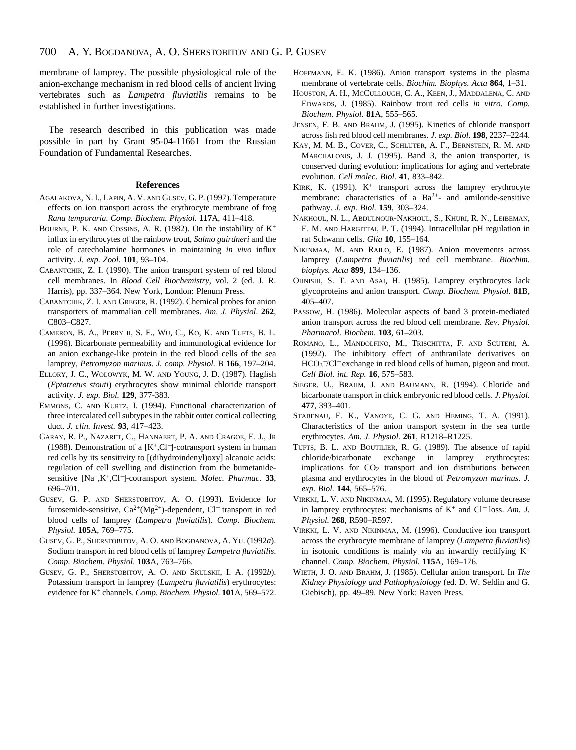membrane of lamprey. The possible physiological role of the anion-exchange mechanism in red blood cells of ancient living vertebrates such as *Lampetra fluviatilis* remains to be established in further investigations.

The research described in this publication was made possible in part by Grant 95-04-11661 from the Russian Foundation of Fundamental Researches.

## References

Agalakova, N. I., Lapin, A. V. and Gusev, G. P. (1997). Temperature effects on ion transport across the erythrocyte membrane of frog *Rana temporaria*. *Comp. Biochem. Physiol.* **117**A, 411–418.

Bourne, P. K. and Cossins, A. R. (1982). On the instability of $K^+$ influx in erythrocytes of the rainbow trout, *Salmo gairdneri* and the role of catecholamine hormones in maintaining *in vivo* influx activity. *J. exp. Zool.* **101**, 93–104.

Cabantchik, Z. I. (1990). The anion transport system of red blood cell membranes. In *Blood Cell Biochemistry*, vol. 2 (ed. J. R. Harris), pp. 337–364. New York, London: Plenum Press.

Cabantchik, Z. I. and Greger, R. (1992). Chemical probes for anion transporters of mammalian cell membranes. *Am. J. Physiol*. **262**, C803–C827.

Cameron, B. A., Perry II, S. F., Wu, C., Ko, K. and Tufts, B. L. (1996). Bicarbonate permeability and immunological evidence for an anion exchange-like protein in the red blood cells of the sea lamprey, *Petromyzon marinus*. *J. comp. Physiol.* B **166**, 197–204.

Ellory, J. C., Wolowyk, M. W. and Young, J. D. (1987). Hagfish (*Eptatretus stouti*) erythrocytes show minimal chloride transport activity. *J. exp. Biol.* **129**, 377-383.

Emmons, C. and Kurtz, I. (1994). Functional characterization of three intercalated cell subtypes in the rabbit outer cortical collecting duct. *J. clin. Invest.* **93**, 417–423.

Garay, R. P., Nazaret, C., Hannaert, P. A. and Cragoe, E. J., Jr (1988). Demonstration of a [$K^+$,$Cl^-$]-cotransport system in human red cells by its sensitivity to [(dihydroindenyl)oxy] alcanoic acids: regulation of cell swelling and distinction from the bumetanide-sensitive [$Na^+$,$K^+$,$Cl^-$]-cotransport system. *Molec. Pharmac.* **33**, 696–701.

Gusev, G. P. and Sherstobitov, A. O. (1993). Evidence for furosemide-sensitive, $Ca^{2+}$($Mg^{2+}$)-dependent, $Cl^-$ transport in red blood cells of lamprey (*Lampetra fluviatilis*). *Comp. Biochem. Physiol.* **105**A, 769–775.

Gusev, G. P., Sherstobitov, A. O. and Bogdanova, A. Yu. (1992*a*). Sodium transport in red blood cells of lamprey *Lampetra fluviatilis*. *Comp. Biochem. Physiol*. **103**A, 763–766.

Gusev, G. P., Sherstobitov, A. O. and Skulskii, I. A. (1992*b*). Potassium transport in lamprey (*Lampetra fluviatilis*) erythrocytes: evidence for $K^+$ channels. *Comp. Biochem. Physiol.* **101**A, 569–572.

Hoffmann, E. K. (1986). Anion transport systems in the plasma membrane of vertebrate cells. *Biochim. Biophys. Acta* **864**, 1–31.

Houston, A. H., McCullough, C. A., Keen, J., Maddalena, C. and Edwards, J. (1985). Rainbow trout red cells *in vitro*. *Comp. Biochem. Physiol.* **81**A, 555–565.

Jensen, F. B. and Brahm, J. (1995). Kinetics of chloride transport across fish red blood cell membranes. *J. exp. Biol.* **198**, 2237–2244.

Kay, M. M. B., Cover, C., Schluter, A. F., Bernstein, R. M. and Marchalonis, J. J. (1995). Band 3, the anion transporter, is conserved during evolution: implications for aging and vertebrate evolution. *Cell molec. Biol.* **41**, 833–842.

Kirk, K. (1991). $K^+$ transport across the lamprey erythrocyte membrane: characteristics of a $Ba^{2+}$- and amiloride-sensitive pathway. *J. exp. Biol.* **159**, 303–324.

Nakhoul, N. L., Abdulnour-Nakhoul, S., Khuri, R. N., Leibeman, E. M. and Hargittai, P. T. (1994). Intracellular pH regulation in rat Schwann cells. *Glia* **10**, 155–164.

Nikinmaa, M. and Railo, E. (1987). Anion movements across lamprey (*Lampetra fluviatilis*) red cell membrane. *Biochim. biophys. Acta* **899**, 134–136.

Ohnishi, S. T. and Asai, H. (1985). Lamprey erythrocytes lack glycoproteins and anion transport. *Comp. Biochem. Physiol.* **81**B, 405–407.

Passow, H. (1986). Molecular aspects of band 3 protein-mediated anion transport across the red blood cell membrane. *Rev. Physiol. Pharmacol. Biochem.* **103**, 61–203.

Romano, L., Mandolfino, M., Trischitta, F. and Scuteri, A. (1992). The inhibitory effect of anthranilate derivatives on $HCO_3^-$/$Cl^-$ exchange in red blood cells of human, pigeon and trout. *Cell Biol. int. Rep.* **16**, 575–583.

Sieger. U., Brahm, J. and Baumann, R. (1994). Chloride and bicarbonate transport in chick embryonic red blood cells. *J. Physiol.* **477**, 393–401.

Stabenau, E. K., Vanoye, C. G. and Heming, T. A. (1991). Characteristics of the anion transport system in the sea turtle erythrocytes. *Am. J. Physiol.* **261**, R1218–R1225.

Tufts, B. L. and Boutilier, R. G. (1989). The absence of rapid chloride/bicarbonate exchange in lamprey erythrocytes: implications for $CO_2$ transport and ion distributions between plasma and erythrocytes in the blood of *Petromyzon marinus*. *J. exp. Biol.* **144**, 565–576.

Virkki, L. V. and Nikinmaa, M. (1995). Regulatory volume decrease in lamprey erythrocytes: mechanisms of $K^+$ and $Cl^-$ loss. *Am. J. Physiol.* **268**, R590–R597.

Virkki, L. V. and Nikinmaa, M. (1996). Conductive ion transport across the erythrocyte membrane of lamprey (*Lampetra fluviatilis*) in isotonic conditions is mainly *via* an inwardly rectifying $K^+$ channel. *Comp. Biochem. Physiol.* **115**A, 169–176.

Wieth, J. O. and Brahm, J. (1985). Cellular anion transport. In *The Kidney Physiology and Pathophysiology* (ed. D. W. Seldin and G. Giebisch), pp. 49–89. New York: Raven Press.